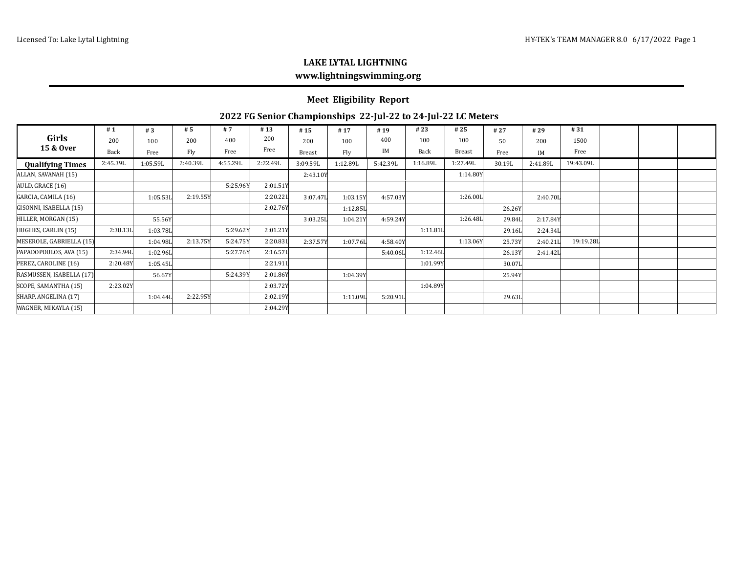## LAKE LYTAL LIGHTNING

**www.lightningswimming.org**

### Meet Eligibility Report

### 2022 FG Senior Championships 22-Jul-22 to 24-Jul-22 LC Meters

| Girls 15 & Over | # 1 200 Back | # 3 100 Free | # 5 200 Fly | # 7 400 Free | # 13 200 Free | # 15 200 Breast | # 17 100 Fly | # 19 400 IM | # 23 100 Back | # 25 100 Breast | # 27 50 Free | # 29 200 IM | # 31 1500 Free | | | |
|---|---|---|---|---|---|---|---|---|---|---|---|---|---|---|---|---|
| **Qualifying Times** | 2:45.39L | 1:05.59L | 2:40.39L | 4:55.29L | 2:22.49L | 3:09.59L | 1:12.89L | 5:42.39L | 1:16.89L | 1:27.49L | 30.19L | 2:41.89L | 19:43.09L | | | |
| ALLAN, SAVANAH (15) | | | | | | 2:43.10Y | | | | 1:14.80Y | | | | | | |
| AULD, GRACE (16) | | | | 5:25.96Y | 2:01.51Y | | | | | | | | | | | |
| GARCIA, CAMILA (16) | | 1:05.53L | 2:19.55Y | | 2:20.22L | 3:07.47L | 1:03.15Y | 4:57.03Y | | 1:26.00L | | 2:40.70L | | | | |
| GISONNI, ISABELLA (15) | | | | | 2:02.76Y | | 1:12.85L | | | | 26.26Y | | | | | |
| HILLER, MORGAN (15) | | 55.56Y | | | | 3:03.25L | 1:04.21Y | 4:59.24Y | | 1:26.48L | 29.84L | 2:17.84Y | | | | |
| HUGHES, CARLIN (15) | 2:38.13L | 1:03.78L | | 5:29.62Y | 2:01.21Y | | | | 1:11.81L | | 29.16L | 2:24.34L | | | | |
| MESEROLE, GABRIELLA (15) | | 1:04.98L | 2:13.75Y | 5:24.75Y | 2:20.83L | 2:37.57Y | 1:07.76L | 4:58.40Y | | 1:13.06Y | 25.73Y | 2:40.21L | 19:19.28L | | | |
| PAPADOPOULOS, AVA (15) | 2:34.94L | 1:02.96L | | 5:27.76Y | 2:16.57L | | | 5:40.06L | 1:12.46L | | 26.13Y | 2:41.42L | | | | |
| PEREZ, CAROLINE (16) | 2:20.48Y | 1:05.45L | | | 2:21.91L | | | | 1:01.99Y | | 30.07L | | | | | |
| RASMUSSEN, ISABELLA (17) | | 56.67Y | | 5:24.39Y | 2:01.86Y | | 1:04.39Y | | | | 25.94Y | | | | | |
| SCOPE, SAMANTHA (15) | 2:23.02Y | | | | 2:03.72Y | | | | 1:04.89Y | | | | | | | |
| SHARP, ANGELINA (17) | | 1:04.44L | 2:22.95Y | | 2:02.19Y | | 1:11.09L | 5:20.91L | | | 29.63L | | | | | |
| WAGNER, MIKAYLA (15) | | | | | 2:04.29Y | | | | | | | | | | | |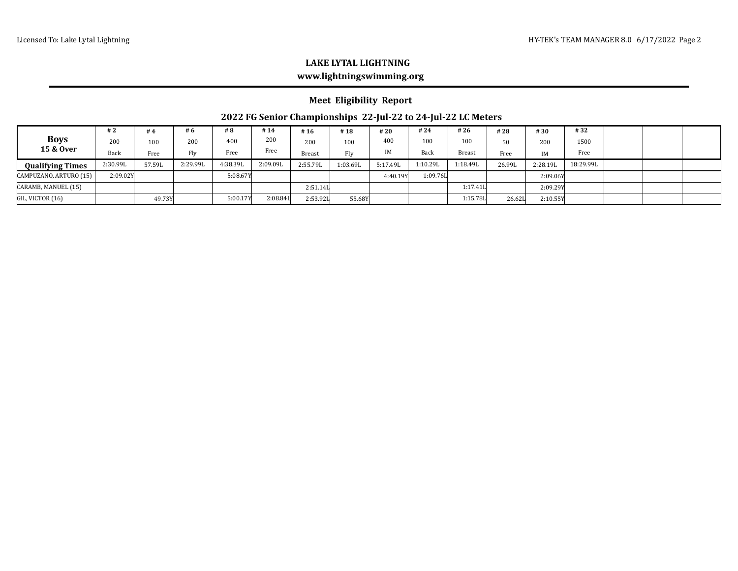## LAKE LYTAL LIGHTNING

**www.lightningswimming.org**

### Meet Eligibility Report

### 2022 FG Senior Championships 22-Jul-22 to 24-Jul-22 LC Meters

| Boys 15 & Over | # 2 200 Back | # 4 100 Free | # 6 200 Fly | # 8 400 Free | # 14 200 Free | # 16 200 Breast | # 18 100 Fly | # 20 400 IM | # 24 100 Back | # 26 100 Breast | # 28 50 Free | # 30 200 IM | # 32 1500 Free | | | |
|---|---|---|---|---|---|---|---|---|---|---|---|---|---|---|---|---|
| **Qualifying Times** | 2:30.99L | 57.59L | 2:29.99L | 4:38.39L | 2:09.09L | 2:55.79L | 1:03.69L | 5:17.49L | 1:10.29L | 1:18.49L | 26.99L | 2:28.19L | 18:29.99L | | | |
| CAMPUZANO, ARTURO (15) | 2:09.02Y | | | 5:08.67Y | | | | 4:40.19Y | 1:09.76L | | | 2:09.06Y | | | | |
| CARAMB, MANUEL (15) | | | | | | 2:51.14L | | | | 1:17.41L | | 2:09.29Y | | | | |
| GIL, VICTOR (16) | | 49.73Y | | 5:00.17Y | 2:08.84L | 2:53.92L | 55.68Y | | | 1:15.78L | 26.62L | 2:10.55Y | | | | |